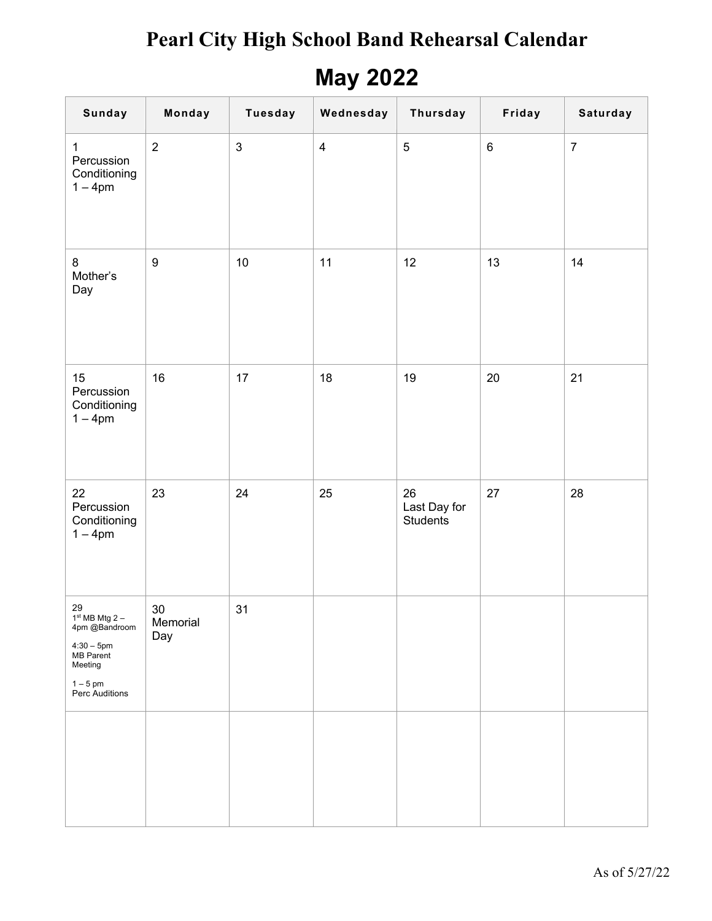# Pearl City High School Band Rehearsal Calendar

## May 2022

| Sunday | Monday | Tuesday | Wednesday | Thursday | Friday | Saturday |
|---|---|---|---|---|---|---|
| 1 Percussion Conditioning 1 – 4pm | 2 | 3 | 4 | 5 | 6 | 7 |
| 8 Mother's Day | 9 | 10 | 11 | 12 | 13 | 14 |
| 15 Percussion Conditioning 1 – 4pm | 16 | 17 | 18 | 19 | 20 | 21 |
| 22 Percussion Conditioning 1 – 4pm | 23 | 24 | 25 | 26 Last Day for Students | 27 | 28 |
| 29 1st MB Mtg 2 – 4pm @Bandroom<br>4:30 – 5pm MB Parent Meeting<br>1 – 5 pm Perc Auditions | 30 Memorial Day | 31 | | | | |
| | | | | | | |

As of 5/27/22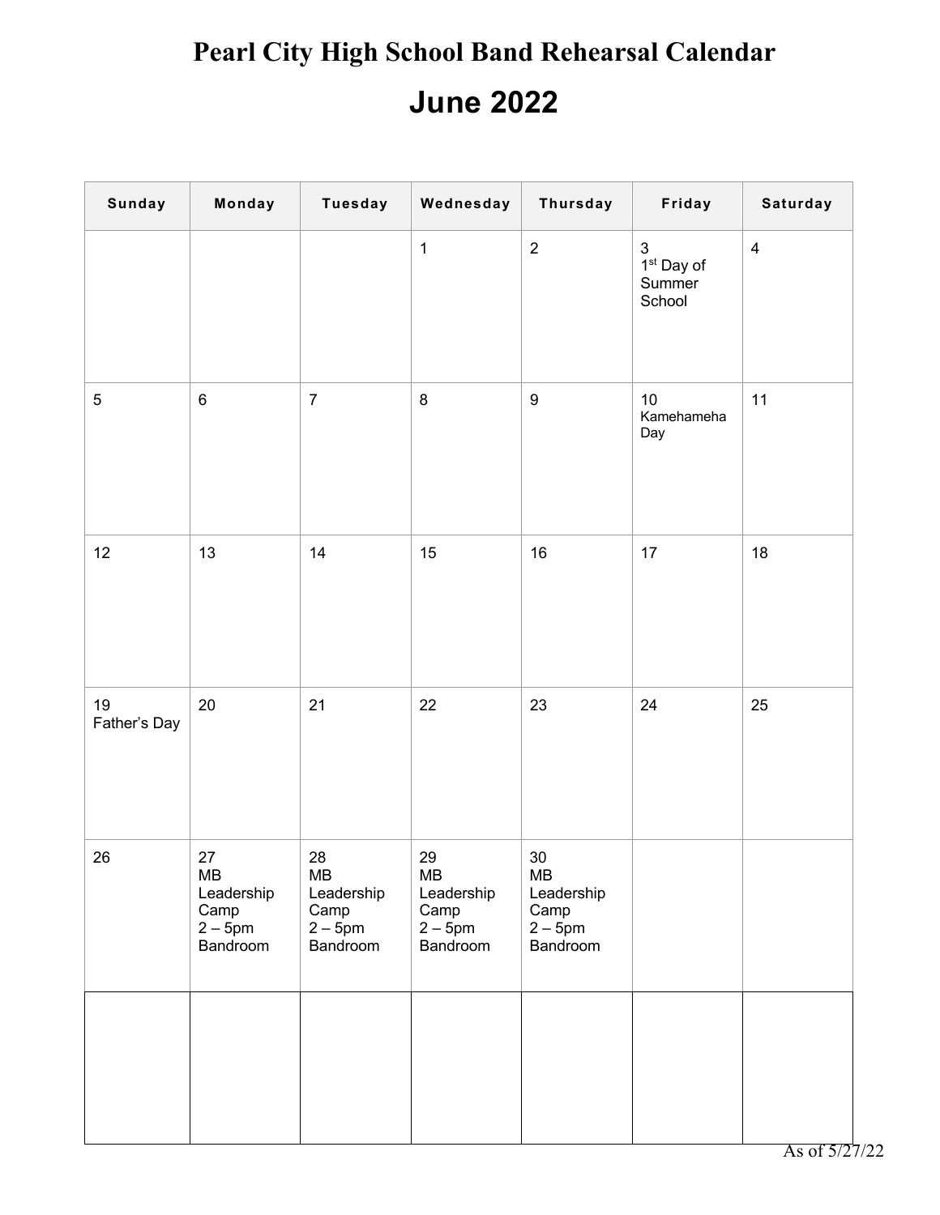# Pearl City High School Band Rehearsal Calendar

## June 2022

| Sunday | Monday | Tuesday | Wednesday | Thursday | Friday | Saturday |
|---|---|---|---|---|---|---|
| | | | 1 | 2 | 3 1st Day of Summer School | 4 |
| 5 | 6 | 7 | 8 | 9 | 10 Kamehameha Day | 11 |
| 12 | 13 | 14 | 15 | 16 | 17 | 18 |
| 19 Father's Day | 20 | 21 | 22 | 23 | 24 | 25 |
| 26 | 27 MB Leadership Camp 2 – 5pm Bandroom | 28 MB Leadership Camp 2 – 5pm Bandroom | 29 MB Leadership Camp 2 – 5pm Bandroom | 30 MB Leadership Camp 2 – 5pm Bandroom | | |
| | | | | | | |

As of 5/27/22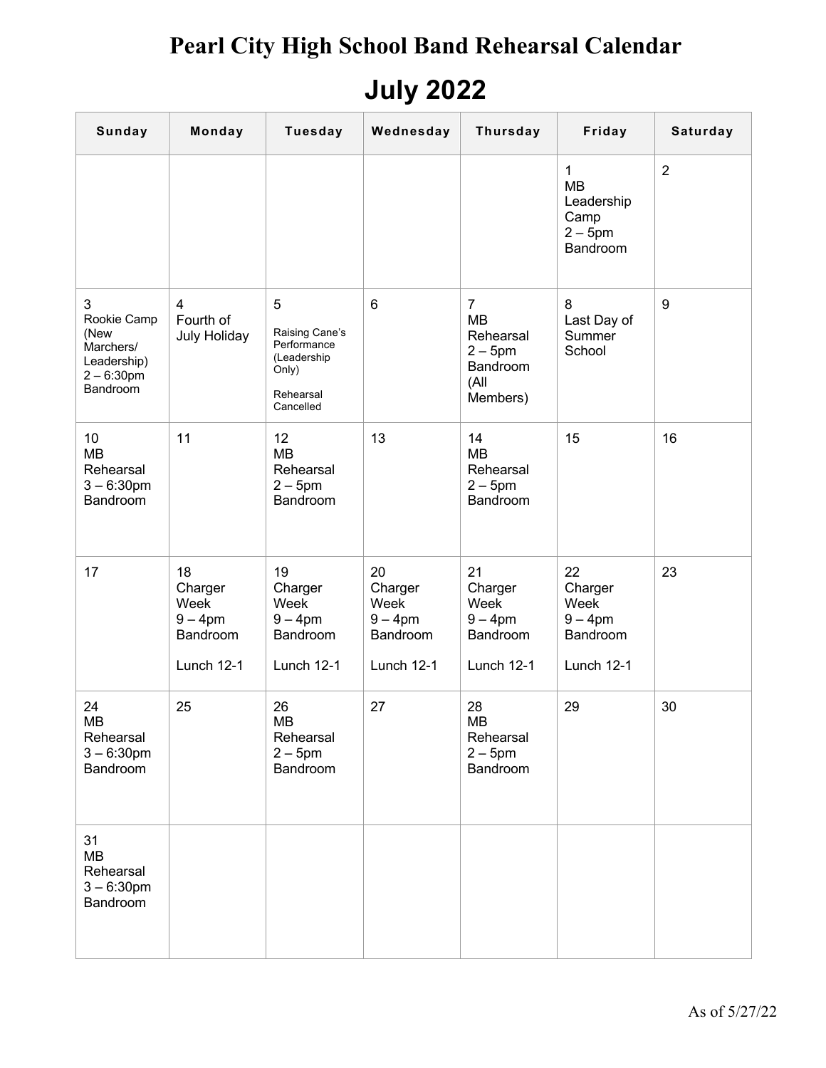# Pearl City High School Band Rehearsal Calendar

## July 2022

| Sunday | Monday | Tuesday | Wednesday | Thursday | Friday | Saturday |
|---|---|---|---|---|---|---|
| | | | | | 1 MB Leadership Camp 2 – 5pm Bandroom | 2 |
| 3 Rookie Camp (New Marchers/ Leadership) 2 – 6:30pm Bandroom | 4 Fourth of July Holiday | 5 Raising Cane's Performance (Leadership Only) Rehearsal Cancelled | 6 | 7 MB Rehearsal 2 – 5pm Bandroom (All Members) | 8 Last Day of Summer School | 9 |
| 10 MB Rehearsal 3 – 6:30pm Bandroom | 11 | 12 MB Rehearsal 2 – 5pm Bandroom | 13 | 14 MB Rehearsal 2 – 5pm Bandroom | 15 | 16 |
| 17 | 18 Charger Week 9 – 4pm Bandroom Lunch 12-1 | 19 Charger Week 9 – 4pm Bandroom Lunch 12-1 | 20 Charger Week 9 – 4pm Bandroom Lunch 12-1 | 21 Charger Week 9 – 4pm Bandroom Lunch 12-1 | 22 Charger Week 9 – 4pm Bandroom Lunch 12-1 | 23 |
| 24 MB Rehearsal 3 – 6:30pm Bandroom | 25 | 26 MB Rehearsal 2 – 5pm Bandroom | 27 | 28 MB Rehearsal 2 – 5pm Bandroom | 29 | 30 |
| 31 MB Rehearsal 3 – 6:30pm Bandroom | | | | | | |

As of 5/27/22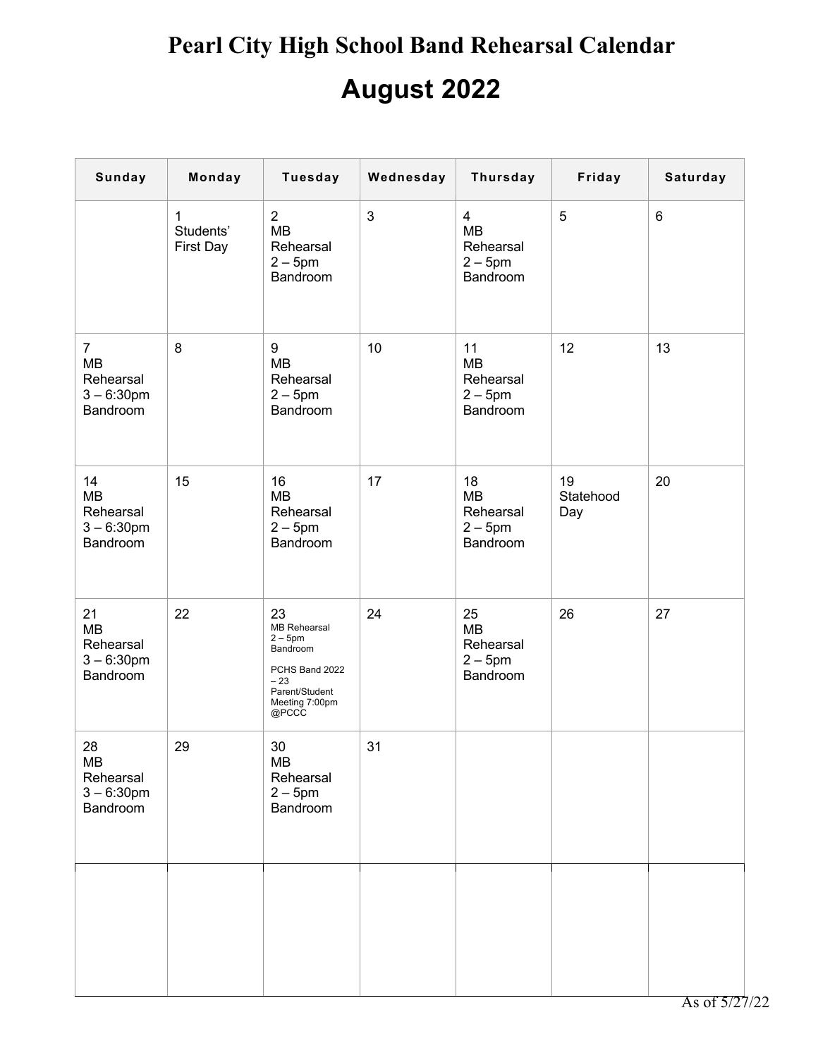# Pearl City High School Band Rehearsal Calendar

## August 2022

| Sunday | Monday | Tuesday | Wednesday | Thursday | Friday | Saturday |
|---|---|---|---|---|---|---|
| | 1 Students' First Day | 2 MB Rehearsal 2 – 5pm Bandroom | 3 | 4 MB Rehearsal 2 – 5pm Bandroom | 5 | 6 |
| 7 MB Rehearsal 3 – 6:30pm Bandroom | 8 | 9 MB Rehearsal 2 – 5pm Bandroom | 10 | 11 MB Rehearsal 2 – 5pm Bandroom | 12 | 13 |
| 14 MB Rehearsal 3 – 6:30pm Bandroom | 15 | 16 MB Rehearsal 2 – 5pm Bandroom | 17 | 18 MB Rehearsal 2 – 5pm Bandroom | 19 Statehood Day | 20 |
| 21 MB Rehearsal 3 – 6:30pm Bandroom | 22 | 23 MB Rehearsal 2 – 5pm Bandroom<br><br>PCHS Band 2022 – 23 Parent/Student Meeting 7:00pm @PCCC | 24 | 25 MB Rehearsal 2 – 5pm Bandroom | 26 | 27 |
| 28 MB Rehearsal 3 – 6:30pm Bandroom | 29 | 30 MB Rehearsal 2 – 5pm Bandroom | 31 | | | |
| | | | | | | |

As of 5/27/22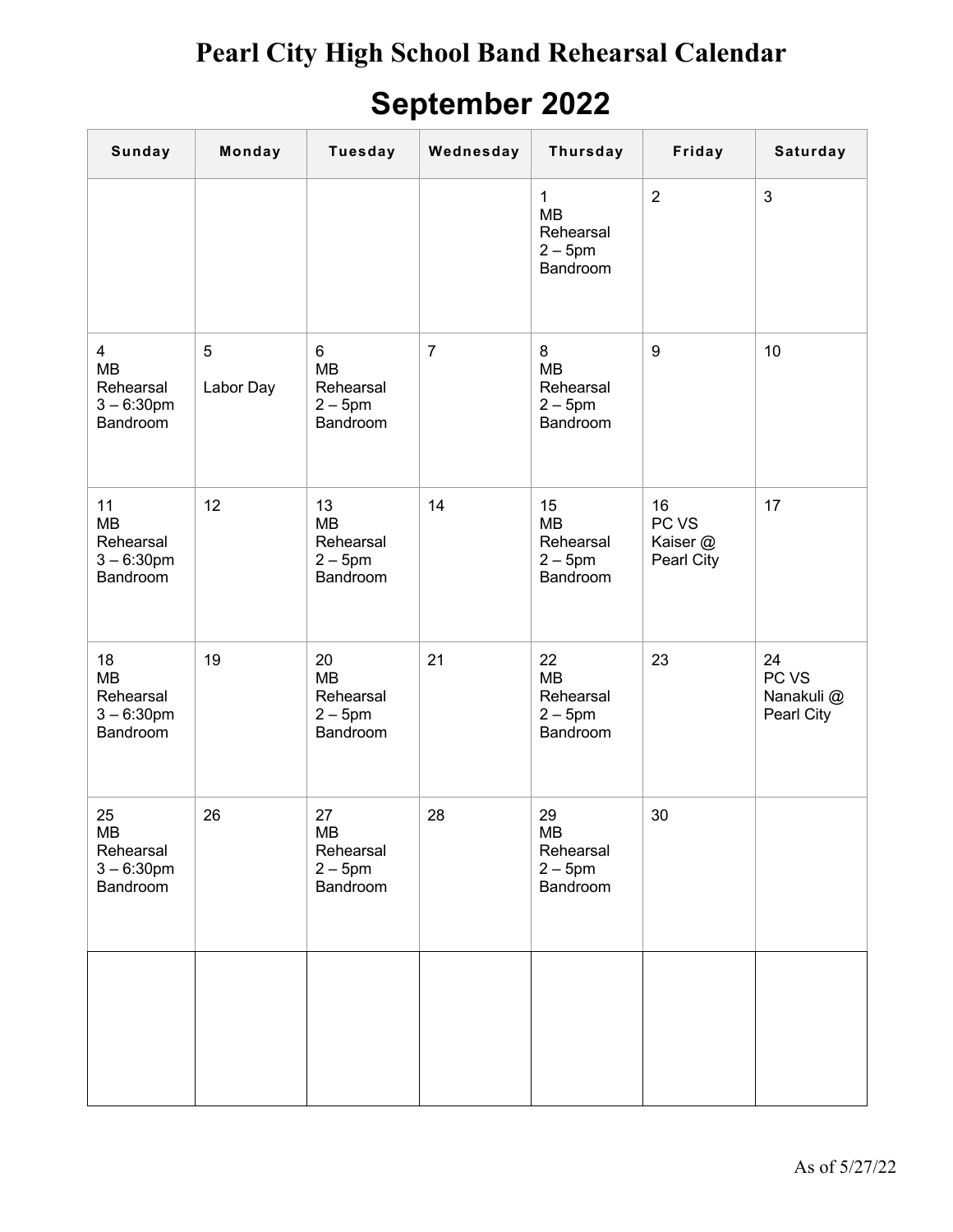# Pearl City High School Band Rehearsal Calendar

## September 2022

| Sunday | Monday | Tuesday | Wednesday | Thursday | Friday | Saturday |
|---|---|---|---|---|---|---|
| | | | | 1<br>MB<br>Rehearsal<br>2 – 5pm<br>Bandroom | 2 | 3 |
| 4<br>MB<br>Rehearsal<br>3 – 6:30pm<br>Bandroom | 5<br><br>Labor Day | 6<br>MB<br>Rehearsal<br>2 – 5pm<br>Bandroom | 7 | 8<br>MB<br>Rehearsal<br>2 – 5pm<br>Bandroom | 9 | 10 |
| 11<br>MB<br>Rehearsal<br>3 – 6:30pm<br>Bandroom | 12 | 13<br>MB<br>Rehearsal<br>2 – 5pm<br>Bandroom | 14 | 15<br>MB<br>Rehearsal<br>2 – 5pm<br>Bandroom | 16<br>PC VS<br>Kaiser @<br>Pearl City | 17 |
| 18<br>MB<br>Rehearsal<br>3 – 6:30pm<br>Bandroom | 19 | 20<br>MB<br>Rehearsal<br>2 – 5pm<br>Bandroom | 21 | 22<br>MB<br>Rehearsal<br>2 – 5pm<br>Bandroom | 23 | 24<br>PC VS<br>Nanakuli @<br>Pearl City |
| 25<br>MB<br>Rehearsal<br>3 – 6:30pm<br>Bandroom | 26 | 27<br>MB<br>Rehearsal<br>2 – 5pm<br>Bandroom | 28 | 29<br>MB<br>Rehearsal<br>2 – 5pm<br>Bandroom | 30 | |
| | | | | | | |

As of 5/27/22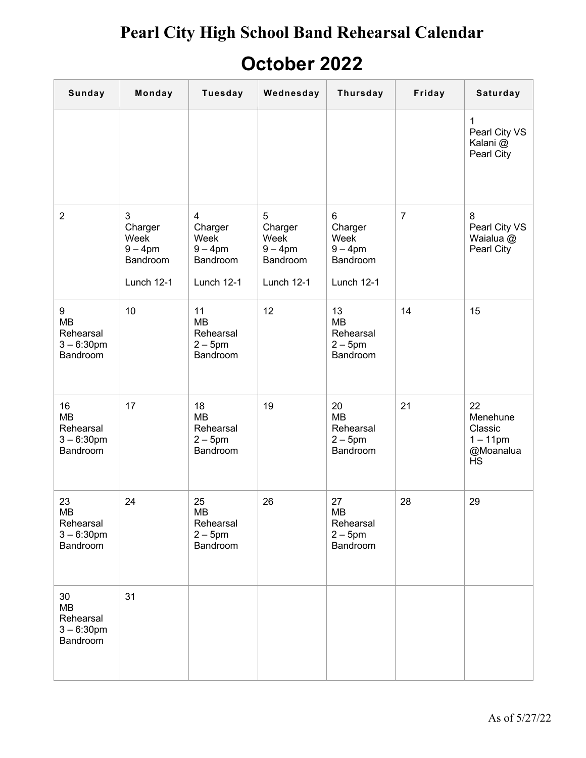# Pearl City High School Band Rehearsal Calendar

## October 2022

| Sunday | Monday | Tuesday | Wednesday | Thursday | Friday | Saturday |
|---|---|---|---|---|---|---|
| | | | | | | 1<br>Pearl City VS Kalani @ Pearl City |
| 2 | 3<br>Charger Week<br>9 – 4pm<br>Bandroom<br><br>Lunch 12-1 | 4<br>Charger Week<br>9 – 4pm<br>Bandroom<br><br>Lunch 12-1 | 5<br>Charger Week<br>9 – 4pm<br>Bandroom<br><br>Lunch 12-1 | 6<br>Charger Week<br>9 – 4pm<br>Bandroom<br><br>Lunch 12-1 | 7 | 8<br>Pearl City VS Waialua @ Pearl City |
| 9<br>MB Rehearsal<br>3 – 6:30pm<br>Bandroom | 10 | 11<br>MB Rehearsal<br>2 – 5pm<br>Bandroom | 12 | 13<br>MB Rehearsal<br>2 – 5pm<br>Bandroom | 14 | 15 |
| 16<br>MB Rehearsal<br>3 – 6:30pm<br>Bandroom | 17 | 18<br>MB Rehearsal<br>2 – 5pm<br>Bandroom | 19 | 20<br>MB Rehearsal<br>2 – 5pm<br>Bandroom | 21 | 22<br>Menehune Classic<br>1 – 11pm<br>@Moanalua HS |
| 23<br>MB Rehearsal<br>3 – 6:30pm<br>Bandroom | 24 | 25<br>MB Rehearsal<br>2 – 5pm<br>Bandroom | 26 | 27<br>MB Rehearsal<br>2 – 5pm<br>Bandroom | 28 | 29 |
| 30<br>MB Rehearsal<br>3 – 6:30pm<br>Bandroom | 31 | | | | | |

As of 5/27/22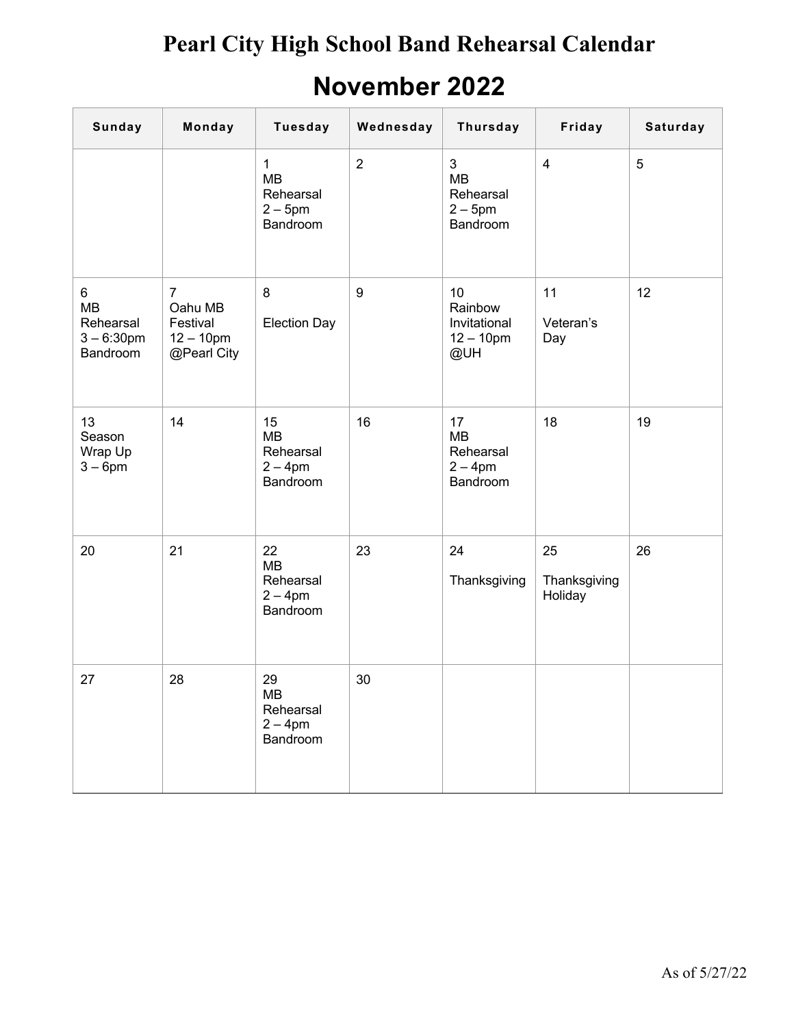# Pearl City High School Band Rehearsal Calendar

## November 2022

| Sunday | Monday | Tuesday | Wednesday | Thursday | Friday | Saturday |
|---|---|---|---|---|---|---|
| | | 1<br>MB Rehearsal<br>2 – 5pm<br>Bandroom | 2 | 3<br>MB Rehearsal<br>2 – 5pm<br>Bandroom | 4 | 5 |
| 6<br>MB Rehearsal<br>3 – 6:30pm<br>Bandroom | 7<br>Oahu MB Festival<br>12 – 10pm<br>@Pearl City | 8<br>Election Day | 9 | 10<br>Rainbow Invitational<br>12 – 10pm<br>@UH | 11<br>Veteran's Day | 12 |
| 13<br>Season Wrap Up<br>3 – 6pm | 14 | 15<br>MB Rehearsal<br>2 – 4pm<br>Bandroom | 16 | 17<br>MB Rehearsal<br>2 – 4pm<br>Bandroom | 18 | 19 |
| 20 | 21 | 22<br>MB Rehearsal<br>2 – 4pm<br>Bandroom | 23 | 24<br>Thanksgiving | 25<br>Thanksgiving Holiday | 26 |
| 27 | 28 | 29<br>MB Rehearsal<br>2 – 4pm<br>Bandroom | 30 | | | |

As of 5/27/22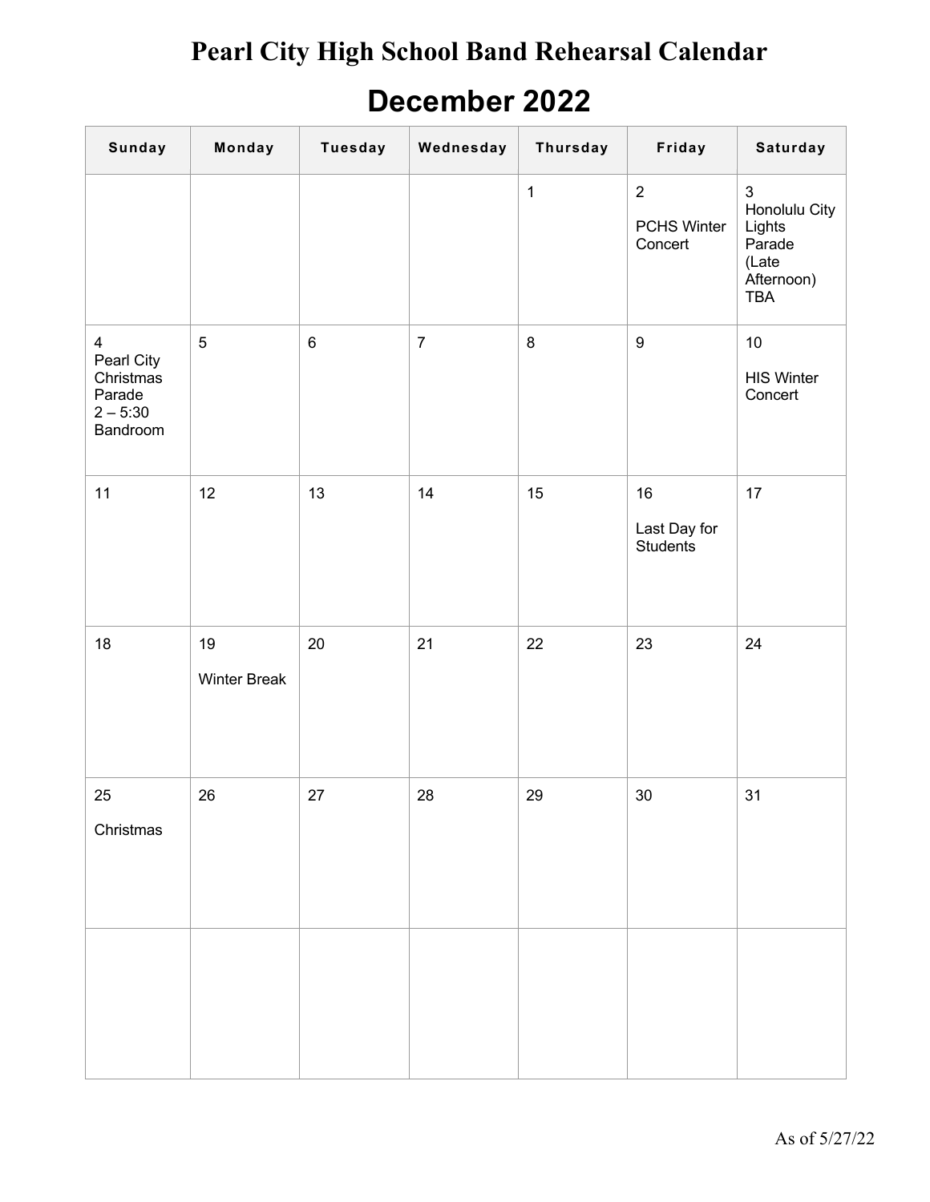# Pearl City High School Band Rehearsal Calendar

## December 2022

| Sunday | Monday | Tuesday | Wednesday | Thursday | Friday | Saturday |
|---|---|---|---|---|---|---|
| | | | | 1 | 2<br><br>PCHS Winter Concert | 3<br>Honolulu City Lights Parade (Late Afternoon) TBA |
| 4<br>Pearl City Christmas Parade<br>2 – 5:30 Bandroom | 5 | 6 | 7 | 8 | 9 | 10<br><br>HIS Winter Concert |
| 11 | 12 | 13 | 14 | 15 | 16<br><br>Last Day for Students | 17 |
| 18 | 19<br><br>Winter Break | 20 | 21 | 22 | 23 | 24 |
| 25<br><br>Christmas | 26 | 27 | 28 | 29 | 30 | 31 |
| | | | | | | |

As of 5/27/22